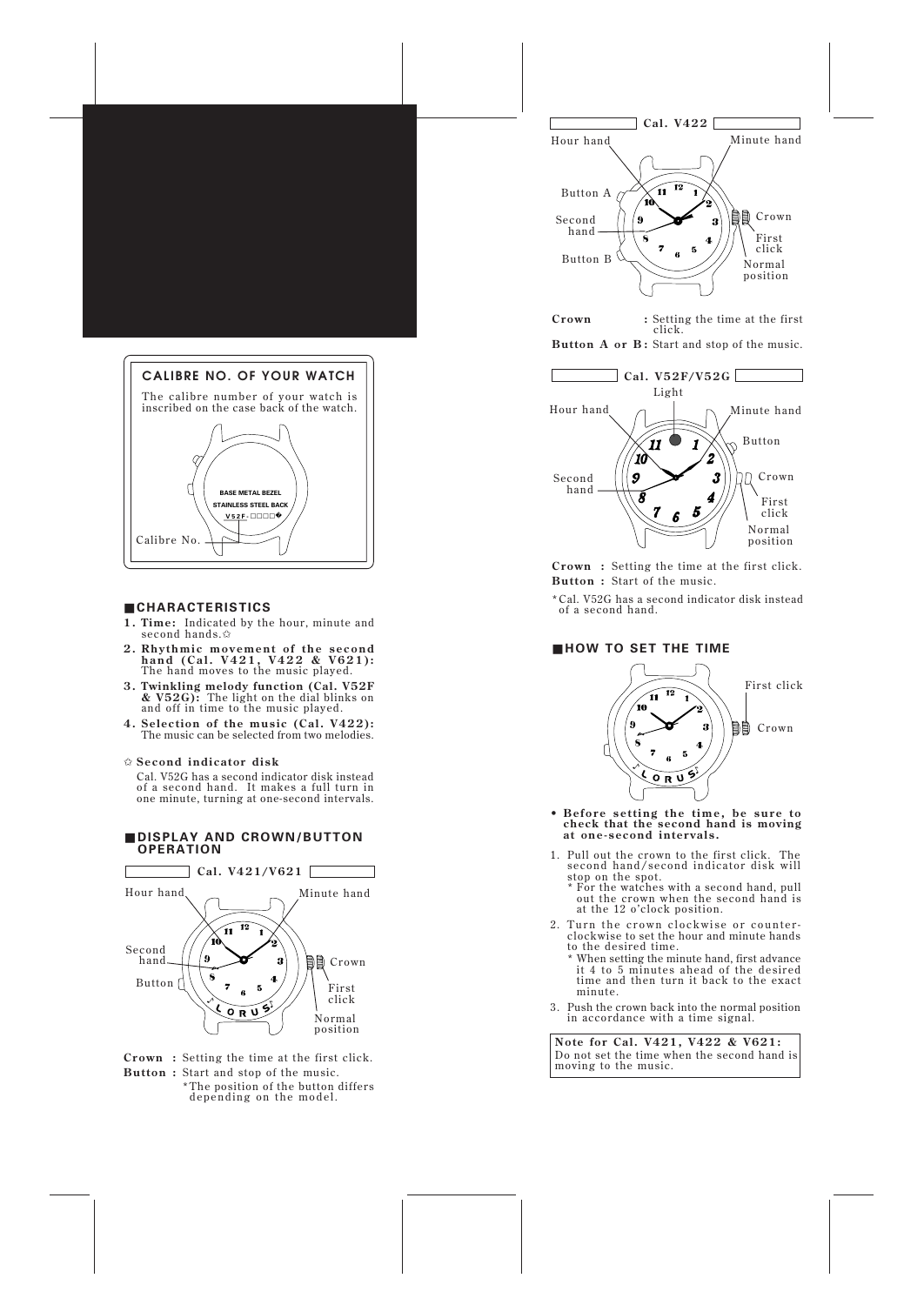## CALIBRE NO. OF YOUR WATCH

The calibre number of your watch is inscribed on the case back of the watch.

BASE METAL BEZEL
STAINLESS STEEL BACK
V52F-□□□□

Calibre No.

## ■ CHARACTERISTICS

1. **Time:** Indicated by the hour, minute and second hands.✩
2. **Rhythmic movement of the second hand (Cal. V421, V422 & V621):** The hand moves to the music played.
3. **Twinkling melody function (Cal. V52F & V52G):** The light on the dial blinks on and off in time to the music played.
4. **Selection of the music (Cal. V422):** The music can be selected from two melodies.

✩ **Second indicator disk**

Cal. V52G has a second indicator disk instead of a second hand. It makes a full turn in one minute, turning at one-second intervals.

## ■ DISPLAY AND CROWN/BUTTON OPERATION

### Cal. V421/V621

Hour hand, Minute hand, Second hand, Button, Crown, First click, Normal position

**Crown :** Setting the time at the first click.
**Button :** Start and stop of the music.
*The position of the button differs depending on the model.

### Cal. V422

Hour hand, Minute hand, Button A, Second hand, Button B, Crown, First click, Normal position

**Crown :** Setting the time at the first click.
**Button A or B :** Start and stop of the music.

### Cal. V52F/V52G

Light, Hour hand, Minute hand, Button, Second hand, Crown, First click, Normal position

**Crown :** Setting the time at the first click.
**Button :** Start of the music.

*Cal. V52G has a second indicator disk instead of a second hand.

## ■ HOW TO SET THE TIME

First click, Crown

- **Before setting the time, be sure to check that the second hand is moving at one-second intervals.**

1. Pull out the crown to the first click. The second hand/second indicator disk will stop on the spot.
   * For the watches with a second hand, pull out the crown when the second hand is at the 12 o'clock position.
2. Turn the crown clockwise or counter-clockwise to set the hour and minute hands to the desired time.
   * When setting the minute hand, first advance it 4 to 5 minutes ahead of the desired time and then turn it back to the exact minute.
3. Push the crown back into the normal position in accordance with a time signal.

**Note for Cal. V421, V422 & V621:**
Do not set the time when the second hand is moving to the music.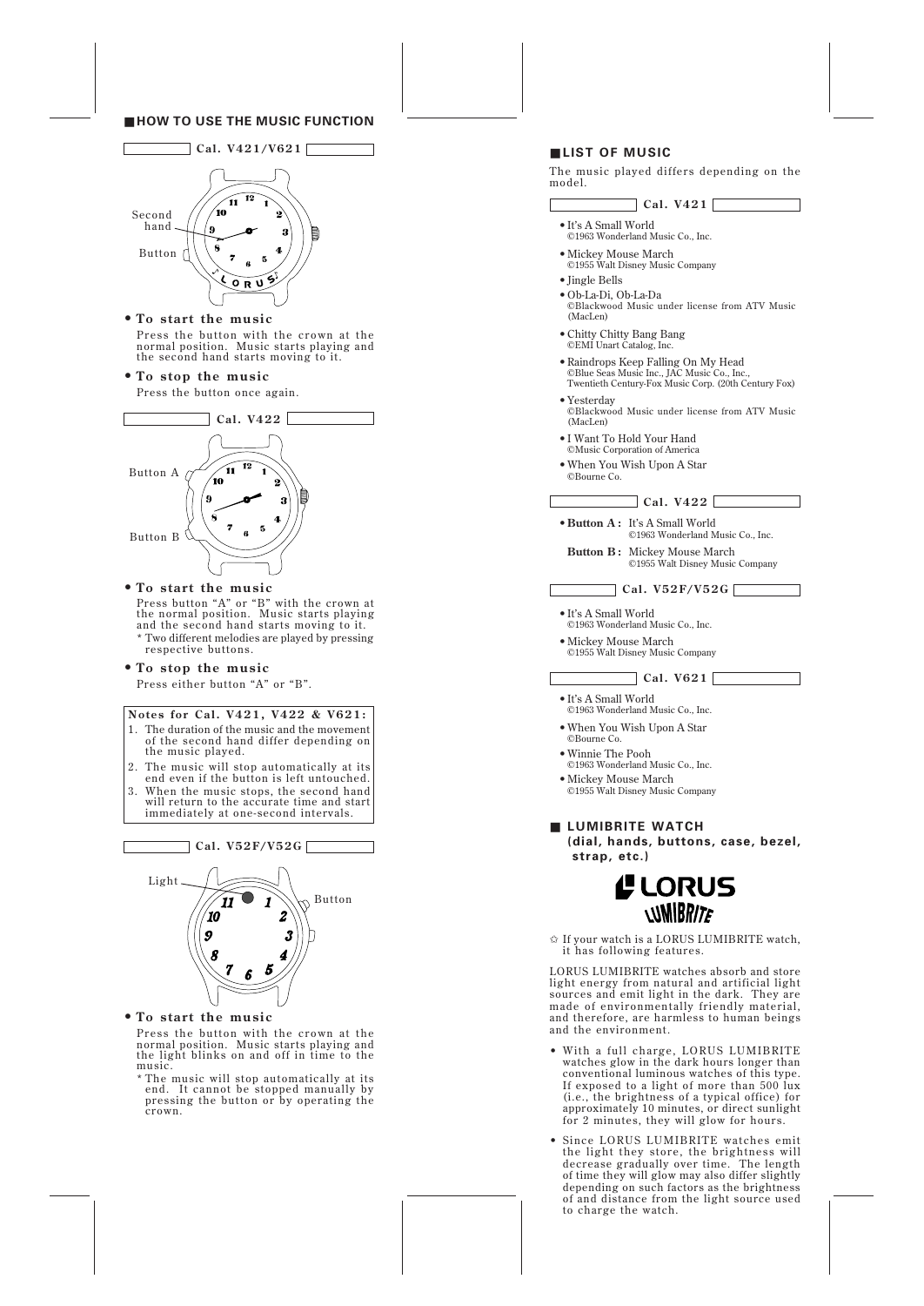## HOW TO USE THE MUSIC FUNCTION

### Cal. V421/V621

- **To start the music**

  Press the button with the crown at the normal position. Music starts playing and the second hand starts moving to it.

- **To stop the music**

  Press the button once again.

### Cal. V422

- **To start the music**

  Press button "A" or "B" with the crown at the normal position. Music starts playing and the second hand starts moving to it.

  * Two different melodies are played by pressing respective buttons.

- **To stop the music**

  Press either button "A" or "B".

**Notes for Cal. V421, V422 & V621:**

1. The duration of the music and the movement of the second hand differ depending on the music played.
2. The music will stop automatically at its end even if the button is left untouched.
3. When the music stops, the second hand will return to the accurate time and start immediately at one-second intervals.

### Cal. V52F/V52G

- **To start the music**

  Press the button with the crown at the normal position. Music starts playing and the light blinks on and off in time to the music.

  * The music will stop automatically at its end. It cannot be stopped manually by pressing the button or by operating the crown.

## LIST OF MUSIC

The music played differs depending on the model.

### Cal. V421

- It's A Small World
  ©1963 Wonderland Music Co., Inc.
- Mickey Mouse March
  ©1955 Walt Disney Music Company
- Jingle Bells
- Ob-La-Di, Ob-La-Da
  ©Blackwood Music under license from ATV Music (MacLen)
- Chitty Chitty Bang Bang
  ©EMI Unart Catalog, Inc.
- Raindrops Keep Falling On My Head
  ©Blue Seas Music Inc., JAC Music Co., Inc., Twentieth Century-Fox Music Corp. (20th Century Fox)
- Yesterday
  ©Blackwood Music under license from ATV Music (MacLen)
- I Want To Hold Your Hand
  ©Music Corporation of America
- When You Wish Upon A Star
  ©Bourne Co.

### Cal. V422

- **Button A:** It's A Small World
  ©1963 Wonderland Music Co., Inc.

  **Button B:** Mickey Mouse March
  ©1955 Walt Disney Music Company

### Cal. V52F/V52G

- It's A Small World
  ©1963 Wonderland Music Co., Inc.
- Mickey Mouse March
  ©1955 Walt Disney Music Company

### Cal. V621

- It's A Small World
  ©1963 Wonderland Music Co., Inc.
- When You Wish Upon A Star
  ©Bourne Co.
- Winnie The Pooh
  ©1963 Wonderland Music Co., Inc.
- Mickey Mouse March
  ©1955 Walt Disney Music Company

## LUMIBRITE WATCH (dial, hands, buttons, case, bezel, strap, etc.)

LORUS LUMIBRITE

✩ If your watch is a LORUS LUMIBRITE watch, it has following features.

LORUS LUMIBRITE watches absorb and store light energy from natural and artificial light sources and emit light in the dark. They are made of environmentally friendly material, and therefore, are harmless to human beings and the environment.

- With a full charge, LORUS LUMIBRITE watches glow in the dark hours longer than conventional luminous watches of this type. If exposed to a light of more than 500 lux (i.e., the brightness of a typical office) for approximately 10 minutes, or direct sunlight for 2 minutes, they will glow for hours.
- Since LORUS LUMIBRITE watches emit the light they store, the brightness will decrease gradually over time. The length of time they will glow may also differ slightly depending on such factors as the brightness of and distance from the light source used to charge the watch.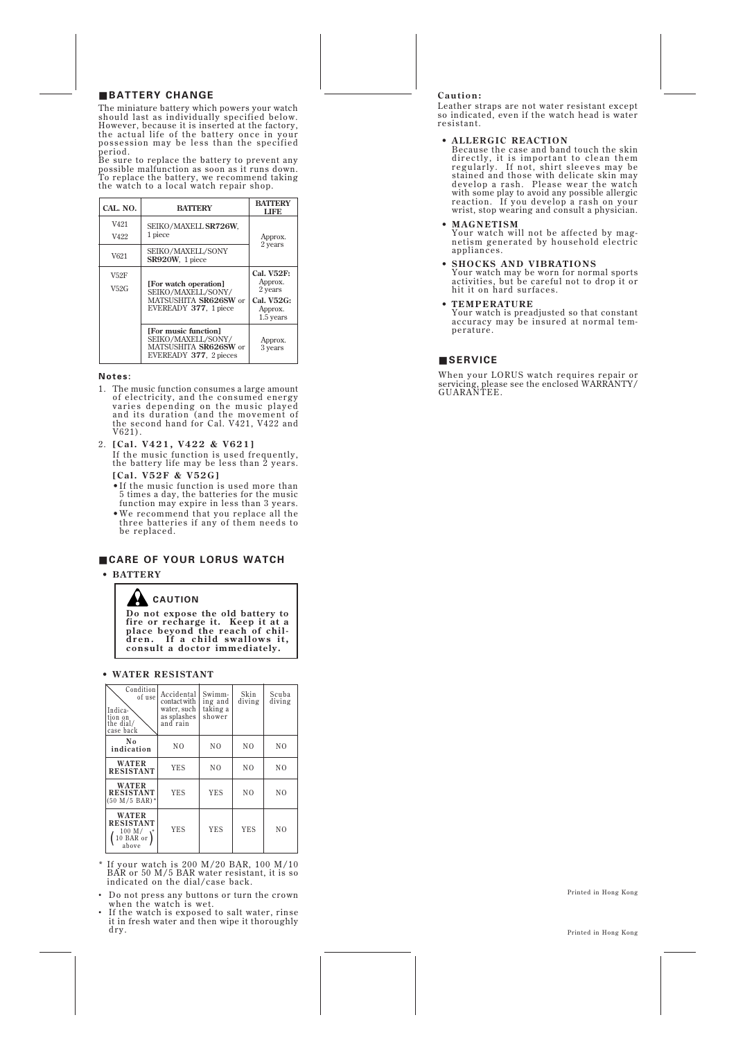## ■BATTERY CHANGE

The miniature battery which powers your watch should last as individually specified below. However, because it is inserted at the factory, the actual life of the battery once in your possession may be less than the specified period.
Be sure to replace the battery to prevent any possible malfunction as soon as it runs down. To replace the battery, we recommend taking the watch to a local watch repair shop.

| CAL. NO. | BATTERY | BATTERY LIFE |
|---|---|---|
| V421<br>V422 | SEIKO/MAXELL **SR726W**, 1 piece | Approx. 2 years |
| V621 | SEIKO/MAXELL/SONY **SR920W**, 1 piece | |
| V52F<br>V52G | **[For watch operation]** SEIKO/MAXELL/SONY/ MATSUSHITA **SR626SW** or EVEREADY **377**, 1 piece | **Cal. V52F:** Approx. 2 years<br>**Cal. V52G:** Approx. 1.5 years |
| | **[For music function]** SEIKO/MAXELL/SONY/ MATSUSHITA **SR626SW** or EVEREADY **377**, 2 pieces | Approx. 3 years |

**Notes:**

1. The music function consumes a large amount of electricity, and the consumed energy varies depending on the music played and its duration (and the movement of the second hand for Cal. V421, V422 and V621).
2. **[Cal. V421, V422 & V621]**
   If the music function is used frequently, the battery life may be less than 2 years.
   **[Cal. V52F & V52G]**
   - If the music function is used more than 5 times a day, the batteries for the music function may expire in less than 3 years.
   - We recommend that you replace all the three batteries if any of them needs to be replaced.

## ■CARE OF YOUR LORUS WATCH

- **BATTERY**

**CAUTION**

**Do not expose the old battery to fire or recharge it. Keep it at a place beyond the reach of children. If a child swallows it, consult a doctor immediately.**

- **WATER RESISTANT**

| Indication on the dial/case back \ Condition of use | Accidental contact with water, such as splashes and rain | Swimming and taking a shower | Skin diving | Scuba diving |
|---|---|---|---|---|
| **No indication** | NO | NO | NO | NO |
| **WATER RESISTANT** | YES | NO | NO | NO |
| **WATER RESISTANT** (50 M/5 BAR)* | YES | YES | NO | NO |
| **WATER RESISTANT** (100 M/ 10 BAR or above)* | YES | YES | YES | NO |

\* If your watch is 200 M/20 BAR, 100 M/10 BAR or 50 M/5 BAR water resistant, it is so indicated on the dial/case back.

- Do not press any buttons or turn the crown when the watch is wet.
- If the watch is exposed to salt water, rinse it in fresh water and then wipe it thoroughly dry.

**Caution:**
Leather straps are not water resistant except so indicated, even if the watch head is water resistant.

- **ALLERGIC REACTION**
  Because the case and band touch the skin directly, it is important to clean them regularly. If not, shirt sleeves may be stained and those with delicate skin may develop a rash. Please wear the watch with some play to avoid any possible allergic reaction. If you develop a rash on your wrist, stop wearing and consult a physician.
- **MAGNETISM**
  Your watch will not be affected by magnetism generated by household electric appliances.
- **SHOCKS AND VIBRATIONS**
  Your watch may be worn for normal sports activities, but be careful not to drop it or hit it on hard surfaces.
- **TEMPERATURE**
  Your watch is preadjusted so that constant accuracy may be insured at normal temperature.

## ■SERVICE

When your LORUS watch requires repair or servicing, please see the enclosed WARRANTY/ GUARANTEE.

Printed in Hong Kong

Printed in Hong Kong